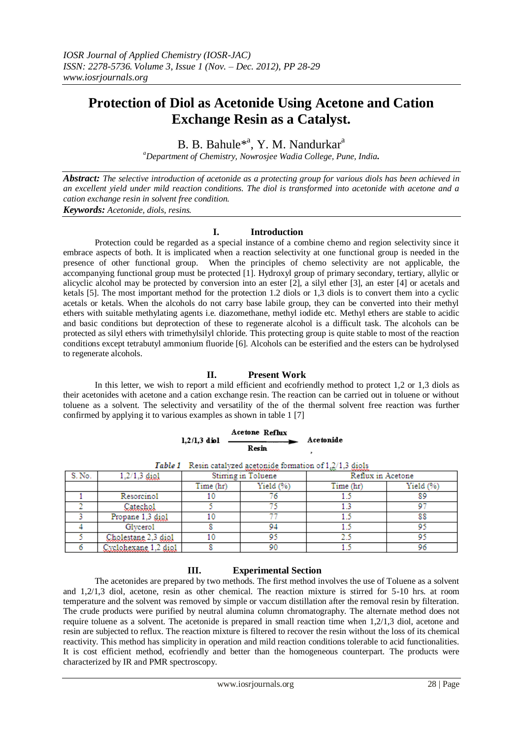# Protection of Diol as Acetonide Using Acetone and Cation Exchange Resin as a Catalyst.

B. B. Bahule*[a], Y. M. Nandurkar[a]

[a]*Department of Chemistry, Nowrosjee Wadia College, Pune, India.*

***Abstract:*** *The selective introduction of acetonide as a protecting group for various diols has been achieved in an excellent yield under mild reaction conditions. The diol is transformed into acetonide with acetone and a cation exchange resin in solvent free condition.*

***Keywords:*** *Acetonide, diols, resins.*

## I. Introduction

Protection could be regarded as a special instance of a combine chemo and region selectivity since it embrace aspects of both. It is implicated when a reaction selectivity at one functional group is needed in the presence of other functional group. When the principles of chemo selectivity are not applicable, the accompanying functional group must be protected [1]. Hydroxyl group of primary secondary, tertiary, allylic or alicyclic alcohol may be protected by conversion into an ester [2], a silyl ether [3], an ester [4] or acetals and ketals [5]. The most important method for the protection 1.2 diols or 1,3 diols is to convert them into a cyclic acetals or ketals. When the alcohols do not carry base labile group, they can be converted into their methyl ethers with suitable methylating agents i.e. diazomethane, methyl iodide etc. Methyl ethers are stable to acidic and basic conditions but deprotection of these to regenerate alcohol is a difficult task. The alcohols can be protected as silyl ethers with trimethylsilyl chloride. This protecting group is quite stable to most of the reaction conditions except tetrabutyl ammonium fluoride [6]. Alcohols can be esterified and the esters can be hydrolysed to regenerate alcohols.

## II. Present Work

In this letter, we wish to report a mild efficient and ecofriendly method to protect 1,2 or 1,3 diols as their acetonides with acetone and a cation exchange resin. The reaction can be carried out in toluene or without toluene as a solvent. The selectivity and versatility of the of the thermal solvent free reaction was further confirmed by applying it to various examples as shown in table 1 [7]

$$\text{1,2/1,3 diol} \xrightarrow[\text{Resin}]{\text{Acetone Reflux}} \text{Acetonide}$$

***Table 1*** Resin catalyzed acetonide formation of 1,2/1,3 diols

| S. No. | 1,2/1,3 diol | Stirring in Toluene | | Reflux in Acetone | |
|---|---|---|---|---|---|
| | | Time (hr) | Yield (%) | Time (hr) | Yield (%) |
| 1 | Resorcinol | 10 | 76 | 1.5 | 89 |
| 2 | Catechol | 5 | 75 | 1.3 | 97 |
| 3 | Propane 1,3 diol | 10 | 77 | 1.5 | 88 |
| 4 | Glycerol | 8 | 94 | 1.5 | 95 |
| 5 | Cholestane 2,3 diol | 10 | 95 | 2.5 | 95 |
| 6 | Cyclohexane 1,2 diol | 8 | 90 | 1.5 | 96 |

## III. Experimental Section

The acetonides are prepared by two methods. The first method involves the use of Toluene as a solvent and 1,2/1,3 diol, acetone, resin as other chemical. The reaction mixture is stirred for 5-10 hrs. at room temperature and the solvent was removed by simple or vaccum distillation after the removal resin by filteration. The crude products were purified by neutral alumina column chromatography. The alternate method does not require toluene as a solvent. The acetonide is prepared in small reaction time when 1,2/1,3 diol, acetone and resin are subjected to reflux. The reaction mixture is filtered to recover the resin without the loss of its chemical reactivity. This method has simplicity in operation and mild reaction conditions tolerable to acid functionalities. It is cost efficient method, ecofriendly and better than the homogeneous counterpart. The products were characterized by IR and PMR spectroscopy.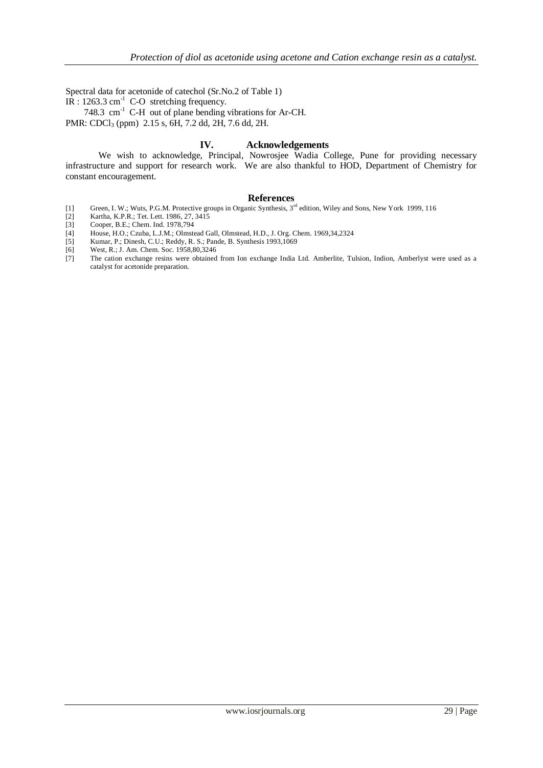Spectral data for acetonide of catechol (Sr.No.2 of Table 1)

IR : 1263.3 $cm^{-1}$ C-O stretching frequency.

748.3 $cm^{-1}$ C-H out of plane bending vibrations for Ar-CH.

PMR: $CDCl_3$ (ppm) 2.15 s, 6H, 7.2 dd, 2H, 7.6 dd, 2H.

## IV. Acknowledgements

We wish to acknowledge, Principal, Nowrosjee Wadia College, Pune for providing necessary infrastructure and support for research work. We are also thankful to HOD, Department of Chemistry for constant encouragement.

## References

[1] Green, I. W.; Wuts, P.G.M. Protective groups in Organic Synthesis, 3rd edition, Wiley and Sons, New York 1999, 116

[2] Kartha, K.P.R.; Tet. Lett. 1986, 27, 3415

[3] Cooper, B.E.; Chem. Ind. 1978,794

[4] House, H.O.; Czuba, L.J.M.; Olmstead Gall, Olmstead, H.D., J. Org. Chem. 1969,34,2324

[5] Kumar, P.; Dinesh, C.U.; Reddy, R. S.; Pande, B. Synthesis 1993,1069

[6] West, R.; J. Am. Chem. Soc. 1958,80,3246

[7] The cation exchange resins were obtained from Ion exchange India Ltd. Amberlite, Tulsion, Indion, Amberlyst were used as a catalyst for acetonide preparation.